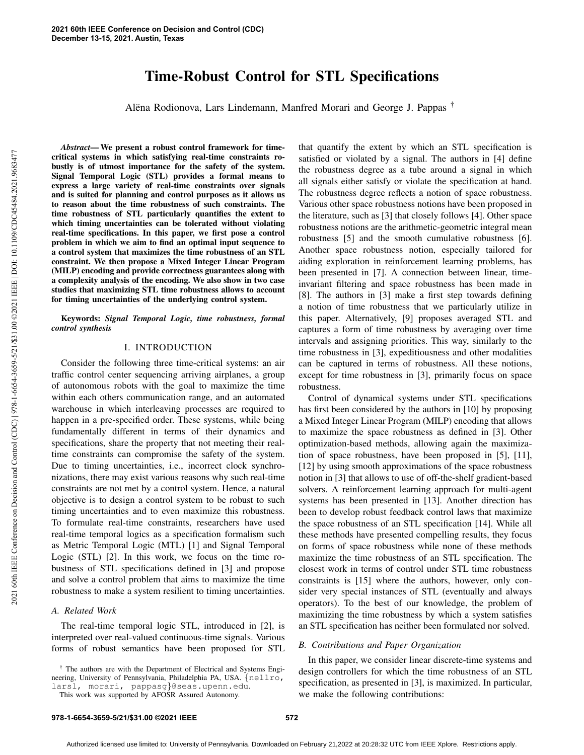# Time-Robust Control for STL Specifications

Alëna Rodionova, Lars Lindemann, Manfred Morari and George J. Pappas †

***Abstract*— We present a robust control framework for time-critical systems in which satisfying real-time constraints robustly is of utmost importance for the safety of the system. Signal Temporal Logic (STL) provides a formal means to express a large variety of real-time constraints over signals and is suited for planning and control purposes as it allows us to reason about the time robustness of such constraints. The time robustness of STL particularly quantifies the extent to which timing uncertainties can be tolerated without violating real-time specifications. In this paper, we first pose a control problem in which we aim to find an optimal input sequence to a control system that maximizes the time robustness of an STL constraint. We then propose a Mixed Integer Linear Program (MILP) encoding and provide correctness guarantees along with a complexity analysis of the encoding. We also show in two case studies that maximizing STL time robustness allows to account for timing uncertainties of the underlying control system.**

**Keywords:** ***Signal Temporal Logic, time robustness, formal control synthesis***

## I. INTRODUCTION

Consider the following three time-critical systems: an air traffic control center sequencing arriving airplanes, a group of autonomous robots with the goal to maximize the time within each others communication range, and an automated warehouse in which interleaving processes are required to happen in a pre-specified order. These systems, while being fundamentally different in terms of their dynamics and specifications, share the property that not meeting their real-time constraints can compromise the safety of the system. Due to timing uncertainties, i.e., incorrect clock synchronizations, there may exist various reasons why such real-time constraints are not met by a control system. Hence, a natural objective is to design a control system to be robust to such timing uncertainties and to even maximize this robustness. To formulate real-time constraints, researchers have used real-time temporal logics as a specification formalism such as Metric Temporal Logic (MTL) [1] and Signal Temporal Logic (STL) [2]. In this work, we focus on the time robustness of STL specifications defined in [3] and propose and solve a control problem that aims to maximize the time robustness to make a system resilient to timing uncertainties.

### *A. Related Work*

The real-time temporal logic STL, introduced in [2], is interpreted over real-valued continuous-time signals. Various forms of robust semantics have been proposed for STL that quantify the extent by which an STL specification is satisfied or violated by a signal. The authors in [4] define the robustness degree as a tube around a signal in which all signals either satisfy or violate the specification at hand. The robustness degree reflects a notion of space robustness. Various other space robustness notions have been proposed in the literature, such as [3] that closely follows [4]. Other space robustness notions are the arithmetic-geometric integral mean robustness [5] and the smooth cumulative robustness [6]. Another space robustness notion, especially tailored for aiding exploration in reinforcement learning problems, has been presented in [7]. A connection between linear, time-invariant filtering and space robustness has been made in [8]. The authors in [3] make a first step towards defining a notion of time robustness that we particularly utilize in this paper. Alternatively, [9] proposes averaged STL and captures a form of time robustness by averaging over time intervals and assigning priorities. This way, similarly to the time robustness in [3], expeditiousness and other modalities can be captured in terms of robustness. All these notions, except for time robustness in [3], primarily focus on space robustness.

Control of dynamical systems under STL specifications has first been considered by the authors in [10] by proposing a Mixed Integer Linear Program (MILP) encoding that allows to maximize the space robustness as defined in [3]. Other optimization-based methods, allowing again the maximization of space robustness, have been proposed in [5], [11], [12] by using smooth approximations of the space robustness notion in [3] that allows to use of off-the-shelf gradient-based solvers. A reinforcement learning approach for multi-agent systems has been presented in [13]. Another direction has been to develop robust feedback control laws that maximize the space robustness of an STL specification [14]. While all these methods have presented compelling results, they focus on forms of space robustness while none of these methods maximize the time robustness of an STL specification. The closest work in terms of control under STL time robustness constraints is [15] where the authors, however, only consider very special instances of STL (eventually and always operators). To the best of our knowledge, the problem of maximizing the time robustness by which a system satisfies an STL specification has neither been formulated nor solved.

### *B. Contributions and Paper Organization*

In this paper, we consider linear discrete-time systems and design controllers for which the time robustness of an STL specification, as presented in [3], is maximized. In particular, we make the following contributions:

† The authors are with the Department of Electrical and Systems Engineering, University of Pennsylvania, Philadelphia PA, USA. {nellro, larsl, morari, pappasg}@seas.upenn.edu.
This work was supported by AFOSR Assured Autonomy.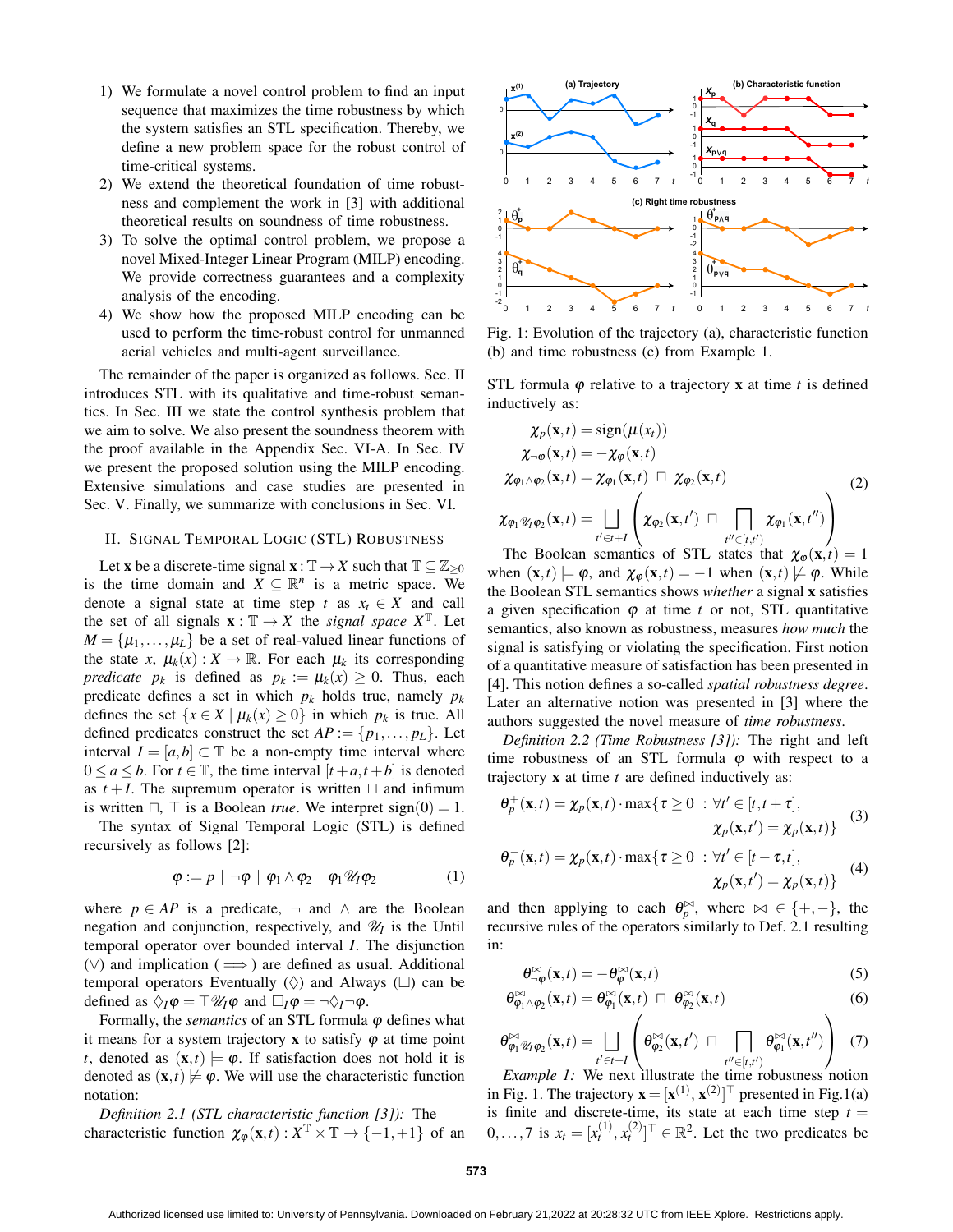1) We formulate a novel control problem to find an input sequence that maximizes the time robustness by which the system satisfies an STL specification. Thereby, we define a new problem space for the robust control of time-critical systems.
2) We extend the theoretical foundation of time robustness and complement the work in [3] with additional theoretical results on soundness of time robustness.
3) To solve the optimal control problem, we propose a novel Mixed-Integer Linear Program (MILP) encoding. We provide correctness guarantees and a complexity analysis of the encoding.
4) We show how the proposed MILP encoding can be used to perform the time-robust control for unmanned aerial vehicles and multi-agent surveillance.

The remainder of the paper is organized as follows. Sec. II introduces STL with its qualitative and time-robust semantics. In Sec. III we state the control synthesis problem that we aim to solve. We also present the soundness theorem with the proof available in the Appendix Sec. VI-A. In Sec. IV we present the proposed solution using the MILP encoding. Extensive simulations and case studies are presented in Sec. V. Finally, we summarize with conclusions in Sec. VI.

## II. Signal Temporal Logic (STL) Robustness

Let $\mathbf{x}$ be a discrete-time signal $\mathbf{x} : \mathbb{T} \to X$ such that $\mathbb{T} \subseteq \mathbb{Z}_{\geq 0}$ is the time domain and $X \subseteq \mathbb{R}^n$ is a metric space. We denote a signal state at time step $t$ as $x_t \in X$ and call the set of all signals $\mathbf{x} : \mathbb{T} \to X$ the *signal space* $X^{\mathbb{T}}$. Let $M = \{\mu_1, \ldots, \mu_L\}$ be a set of real-valued linear functions of the state $x$, $\mu_k(x) : X \to \mathbb{R}$. For each $\mu_k$ its corresponding *predicate* $p_k$ is defined as $p_k := \mu_k(x) \geq 0$. Thus, each predicate defines a set in which $p_k$ holds true, namely $p_k$ defines the set $\{x \in X \mid \mu_k(x) \geq 0\}$ in which $p_k$ is true. All defined predicates construct the set $AP := \{p_1, \ldots, p_L\}$. Let interval $I = [a,b] \subset \mathbb{T}$ be a non-empty time interval where $0 \leq a \leq b$. For $t \in \mathbb{T}$, the time interval $[t+a, t+b]$ is denoted as $t+I$. The supremum operator is written $\sqcup$ and infimum is written $\sqcap$, $\top$ is a Boolean *true*. We interpret $\text{sign}(0) = 1$.

The syntax of Signal Temporal Logic (STL) is defined recursively as follows [2]:

$$\varphi := p \mid \neg\varphi \mid \varphi_1 \wedge \varphi_2 \mid \varphi_1 \mathcal{U}_I \varphi_2 \tag{1}$$

where $p \in AP$ is a predicate, $\neg$ and $\wedge$ are the Boolean negation and conjunction, respectively, and $\mathcal{U}_I$ is the Until temporal operator over bounded interval $I$. The disjunction ($\vee$) and implication ($\implies$) are defined as usual. Additional temporal operators Eventually ($\Diamond$) and Always ($\Box$) can be defined as $\Diamond_I \varphi = \top \mathcal{U}_I \varphi$ and $\Box_I \varphi = \neg \Diamond_I \neg \varphi$.

Formally, the *semantics* of an STL formula $\varphi$ defines what it means for a system trajectory $\mathbf{x}$ to satisfy $\varphi$ at time point $t$, denoted as $(\mathbf{x}, t) \models \varphi$. If satisfaction does not hold it is denoted as $(\mathbf{x}, t) \not\models \varphi$. We will use the characteristic function notation:

*Definition 2.1 (STL characteristic function [3]):* The characteristic function $\chi_\varphi(\mathbf{x}, t) : X^{\mathbb{T}} \times \mathbb{T} \to \{-1, +1\}$ of an STL formula $\varphi$ relative to a trajectory $\mathbf{x}$ at time $t$ is defined inductively as:

$$\begin{aligned}
\chi_p(\mathbf{x}, t) &= \text{sign}(\mu(x_t)) \\
\chi_{\neg\varphi}(\mathbf{x}, t) &= -\chi_\varphi(\mathbf{x}, t) \\
\chi_{\varphi_1 \wedge \varphi_2}(\mathbf{x}, t) &= \chi_{\varphi_1}(\mathbf{x}, t) \sqcap \chi_{\varphi_2}(\mathbf{x}, t) \\
\chi_{\varphi_1 \mathcal{U}_I \varphi_2}(\mathbf{x}, t) &= \bigsqcup_{t' \in t+I} \left( \chi_{\varphi_2}(\mathbf{x}, t') \sqcap \bigsqcap_{t'' \in [t, t')} \chi_{\varphi_1}(\mathbf{x}, t'') \right)
\end{aligned} \tag{2}$$

The Boolean semantics of STL states that $\chi_\varphi(\mathbf{x}, t) = 1$ when $(\mathbf{x}, t) \models \varphi$, and $\chi_\varphi(\mathbf{x}, t) = -1$ when $(\mathbf{x}, t) \not\models \varphi$. While the Boolean STL semantics shows *whether* a signal $\mathbf{x}$ satisfies a given specification $\varphi$ at time $t$ or not, STL quantitative semantics, also known as robustness, measures *how much* the signal is satisfying or violating the specification. First notion of a quantitative measure of satisfaction has been presented in [4]. This notion defines a so-called *spatial robustness degree*. Later an alternative notion was presented in [3] where the authors suggested the novel measure of *time robustness*.

*Definition 2.2 (Time Robustness [3]):* The right and left time robustness of an STL formula $\varphi$ with respect to a trajectory $\mathbf{x}$ at time $t$ are defined inductively as:

$$\theta_p^+(\mathbf{x}, t) = \chi_p(\mathbf{x}, t) \cdot \max\{\tau \geq 0 \ : \ \forall t' \in [t, t+\tau], \chi_p(\mathbf{x}, t') = \chi_p(\mathbf{x}, t)\} \tag{3}$$

$$\theta_p^-(\mathbf{x}, t) = \chi_p(\mathbf{x}, t) \cdot \max\{\tau \geq 0 \ : \ \forall t' \in [t-\tau, t], \chi_p(\mathbf{x}, t') = \chi_p(\mathbf{x}, t)\} \tag{4}$$

and then applying to each $\theta_p^{\bowtie}$, where $\bowtie \in \{+, -\}$, the recursive rules of the operators similarly to Def. 2.1 resulting in:

$$\theta_{\neg\varphi}^{\bowtie}(\mathbf{x}, t) = -\theta_\varphi^{\bowtie}(\mathbf{x}, t) \tag{5}$$

$$\theta_{\varphi_1 \wedge \varphi_2}^{\bowtie}(\mathbf{x}, t) = \theta_{\varphi_1}^{\bowtie}(\mathbf{x}, t) \sqcap \theta_{\varphi_2}^{\bowtie}(\mathbf{x}, t) \tag{6}$$

$$\theta_{\varphi_1 \mathcal{U}_I \varphi_2}^{\bowtie}(\mathbf{x}, t) = \bigsqcup_{t' \in t+I} \left( \theta_{\varphi_2}^{\bowtie}(\mathbf{x}, t') \sqcap \bigsqcap_{t'' \in [t, t')} \theta_{\varphi_1}^{\bowtie}(\mathbf{x}, t'') \right) \tag{7}$$

*Example 1:* We next illustrate the time robustness notion in Fig. 1. The trajectory $\mathbf{x} = [\mathbf{x}^{(1)}, \mathbf{x}^{(2)}]^\top$ presented in Fig.1(a) is finite and discrete-time, its state at each time step $t = 0, \ldots, 7$ is $x_t = [x_t^{(1)}, x_t^{(2)}]^\top \in \mathbb{R}^2$. Let the two predicates be

Fig. 1: Evolution of the trajectory (a), characteristic function (b) and time robustness (c) from Example 1.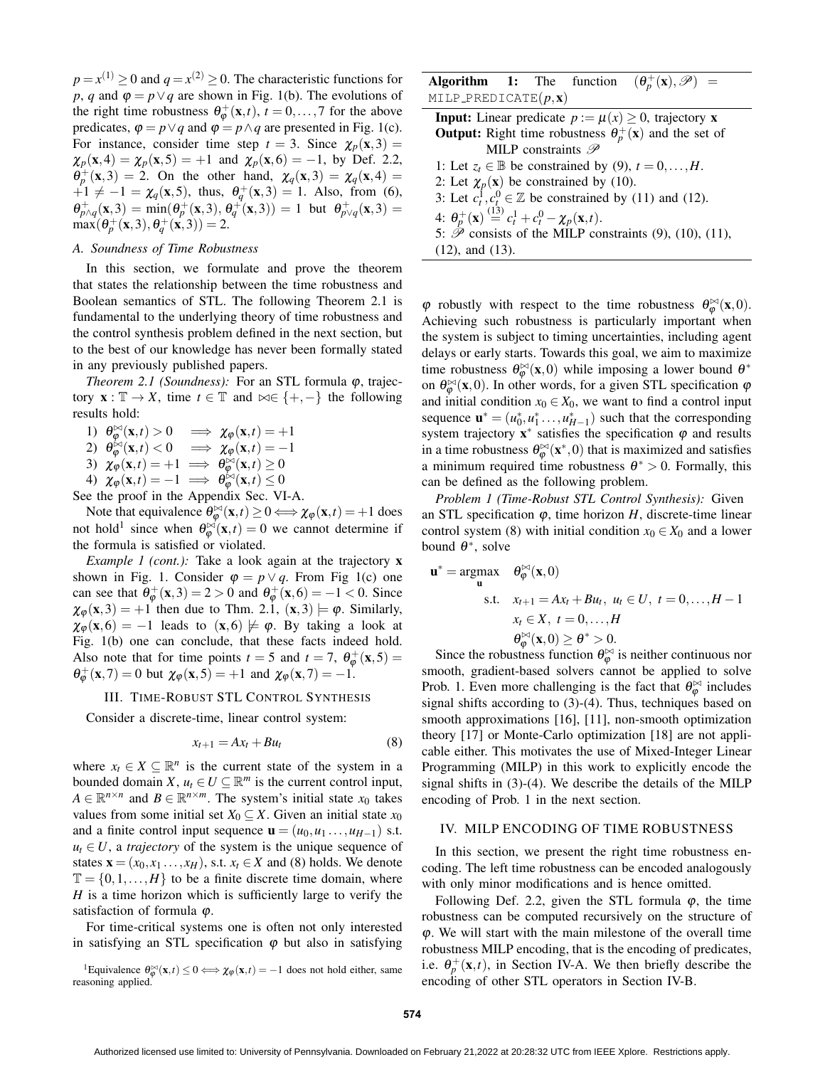$p = x^{(1)} \geq 0$ and $q = x^{(2)} \geq 0$. The characteristic functions for $p$, $q$ and $\varphi = p \vee q$ are shown in Fig. 1(b). The evolutions of the right time robustness $\theta^+_\varphi(\mathbf{x},t)$, $t = 0,\ldots,7$ for the above predicates, $\varphi = p \vee q$ and $\varphi = p \wedge q$ are presented in Fig. 1(c). For instance, consider time step $t = 3$. Since $\chi_p(\mathbf{x},3) = \chi_p(\mathbf{x},4) = \chi_p(\mathbf{x},5) = +1$ and $\chi_p(\mathbf{x},6) = -1$, by Def. 2.2, $\theta^+_p(\mathbf{x},3) = 2$. On the other hand, $\chi_q(\mathbf{x},3) = \chi_q(\mathbf{x},4) = +1 \neq -1 = \chi_q(\mathbf{x},5)$, thus, $\theta^+_q(\mathbf{x},3) = 1$. Also, from (6), $\theta^+_{p\wedge q}(\mathbf{x},3) = \min(\theta^+_p(\mathbf{x},3), \theta^+_q(\mathbf{x},3)) = 1$ but $\theta^+_{p\vee q}(\mathbf{x},3) = \max(\theta^+_p(\mathbf{x},3), \theta^+_q(\mathbf{x},3)) = 2$.

### A. Soundness of Time Robustness

In this section, we formulate and prove the theorem that states the relationship between the time robustness and Boolean semantics of STL. The following Theorem 2.1 is fundamental to the underlying theory of time robustness and the control synthesis problem defined in the next section, but to the best of our knowledge has never been formally stated in any previously published papers.

*Theorem 2.1 (Soundness):* For an STL formula $\varphi$, trajectory $\mathbf{x} : \mathbb{T} \to X$, time $t \in \mathbb{T}$ and $\bowtie \in \{+,-\}$ the following results hold:

1) $\theta^{\bowtie}_\varphi(\mathbf{x},t) > 0 \implies \chi_\varphi(\mathbf{x},t) = +1$
2) $\theta^{\bowtie}_\varphi(\mathbf{x},t) < 0 \implies \chi_\varphi(\mathbf{x},t) = -1$
3) $\chi_\varphi(\mathbf{x},t) = +1 \implies \theta^{\bowtie}_\varphi(\mathbf{x},t) \geq 0$
4) $\chi_\varphi(\mathbf{x},t) = -1 \implies \theta^{\bowtie}_\varphi(\mathbf{x},t) \leq 0$

See the proof in the Appendix Sec. VI-A.

Note that equivalence $\theta^{\bowtie}_\varphi(\mathbf{x},t) \geq 0 \iff \chi_\varphi(\mathbf{x},t) = +1$ does not hold[1] since when $\theta^{\bowtie}_\varphi(\mathbf{x},t) = 0$ we cannot determine if the formula is satisfied or violated.

*Example 1 (cont.):* Take a look again at the trajectory $\mathbf{x}$ shown in Fig. 1. Consider $\varphi = p \vee q$. From Fig 1(c) one can see that $\theta^+_\varphi(\mathbf{x},3) = 2 > 0$ and $\theta^+_\varphi(\mathbf{x},6) = -1 < 0$. Since $\chi_\varphi(\mathbf{x},3) = +1$ then due to Thm. 2.1, $(\mathbf{x},3) \models \varphi$. Similarly, $\chi_\varphi(\mathbf{x},6) = -1$ leads to $(\mathbf{x},6) \not\models \varphi$. By taking a look at Fig. 1(b) one can conclude, that these facts indeed hold. Also note that for time points $t = 5$ and $t = 7$, $\theta^+_\varphi(\mathbf{x},5) = \theta^+_\varphi(\mathbf{x},7) = 0$ but $\chi_\varphi(\mathbf{x},5) = +1$ and $\chi_\varphi(\mathbf{x},7) = -1$.

## III. Time-Robust STL Control Synthesis

Consider a discrete-time, linear control system:

$$x_{t+1} = Ax_t + Bu_t \tag{8}$$

where $x_t \in X \subseteq \mathbb{R}^n$ is the current state of the system in a bounded domain $X$, $u_t \in U \subseteq \mathbb{R}^m$ is the current control input, $A \in \mathbb{R}^{n\times n}$ and $B \in \mathbb{R}^{n\times m}$. The system's initial state $x_0$ takes values from some initial set $X_0 \subseteq X$. Given an initial state $x_0$ and a finite control input sequence $\mathbf{u} = (u_0, u_1 \ldots, u_{H-1})$ s.t. $u_t \in U$, a *trajectory* of the system is the unique sequence of states $\mathbf{x} = (x_0, x_1 \ldots, x_H)$, s.t. $x_t \in X$ and (8) holds. We denote $\mathbb{T} = \{0,1,\ldots,H\}$ to be a finite discrete time domain, where $H$ is a time horizon which is sufficiently large to verify the satisfaction of formula $\varphi$.

For time-critical systems one is often not only interested in satisfying an STL specification $\varphi$ but also in satisfying $\varphi$ robustly with respect to the time robustness $\theta^{\bowtie}_\varphi(\mathbf{x},0)$. Achieving such robustness is particularly important when the system is subject to timing uncertainties, including agent delays or early starts. Towards this goal, we aim to maximize time robustness $\theta^{\bowtie}_\varphi(\mathbf{x},0)$ while imposing a lower bound $\theta^*$ on $\theta^{\bowtie}_\varphi(\mathbf{x},0)$. In other words, for a given STL specification $\varphi$ and initial condition $x_0 \in X_0$, we want to find a control input sequence $\mathbf{u}^* = (u^*_0, u^*_1 \ldots, u^*_{H-1})$ such that the corresponding system trajectory $\mathbf{x}^*$ satisfies the specification $\varphi$ and results in a time robustness $\theta^{\bowtie}_\varphi(\mathbf{x}^*,0)$ that is maximized and satisfies a minimum required time robustness $\theta^* > 0$. Formally, this can be defined as the following problem.

*Problem 1 (Time-Robust STL Control Synthesis):* Given an STL specification $\varphi$, time horizon $H$, discrete-time linear control system (8) with initial condition $x_0 \in X_0$ and a lower bound $\theta^*$, solve

$$\begin{aligned}
\mathbf{u}^* = \operatorname*{argmax}_{\mathbf{u}} \quad & \theta^{\bowtie}_\varphi(\mathbf{x},0) \\
\text{s.t.} \quad & x_{t+1} = Ax_t + Bu_t,\ u_t \in U,\ t = 0,\ldots,H-1 \\
& x_t \in X,\ t = 0,\ldots,H \\
& \theta^{\bowtie}_\varphi(\mathbf{x},0) \geq \theta^* > 0.
\end{aligned}$$

Since the robustness function $\theta^{\bowtie}_\varphi$ is neither continuous nor smooth, gradient-based solvers cannot be applied to solve Prob. 1. Even more challenging is the fact that $\theta^{\bowtie}_\varphi$ includes signal shifts according to (3)-(4). Thus, techniques based on smooth approximations [16], [11], non-smooth optimization theory [17] or Monte-Carlo optimization [18] are not applicable either. This motivates the use of Mixed-Integer Linear Programming (MILP) in this work to explicitly encode the signal shifts in (3)-(4). We describe the details of the MILP encoding of Prob. 1 in the next section.

**Algorithm 1:** The function $(\theta^+_p(\mathbf{x}), \mathscr{P})$ = MILP_PREDICATE($p$, $\mathbf{x}$)

**Input:** Linear predicate $p := \mu(x) \geq 0$, trajectory $\mathbf{x}$

**Output:** Right time robustness $\theta^+_p(\mathbf{x})$ and the set of MILP constraints $\mathscr{P}$

1: Let $z_t \in \mathbb{B}$ be constrained by (9), $t = 0,\ldots,H$.
2: Let $\chi_p(\mathbf{x})$ be constrained by (10).
3: Let $c^1_t, c^0_t \in \mathbb{Z}$ be constrained by (11) and (12).
4: $\theta^+_p(\mathbf{x}) \stackrel{(13)}{=} c^1_t + c^0_t - \chi_p(\mathbf{x},t)$.
5: $\mathscr{P}$ consists of the MILP constraints (9), (10), (11), (12), and (13).

## IV. MILP Encoding of Time Robustness

In this section, we present the right time robustness encoding. The left time robustness can be encoded analogously with only minor modifications and is hence omitted.

Following Def. 2.2, given the STL formula $\varphi$, the time robustness can be computed recursively on the structure of $\varphi$. We will start with the main milestone of the overall time robustness MILP encoding, that is the encoding of predicates, i.e. $\theta^+_p(\mathbf{x},t)$, in Section IV-A. We then briefly describe the encoding of other STL operators in Section IV-B.

[1] Equivalence $\theta^{\bowtie}_\varphi(\mathbf{x},t) \leq 0 \iff \chi_\varphi(\mathbf{x},t) = -1$ does not hold either, same reasoning applied.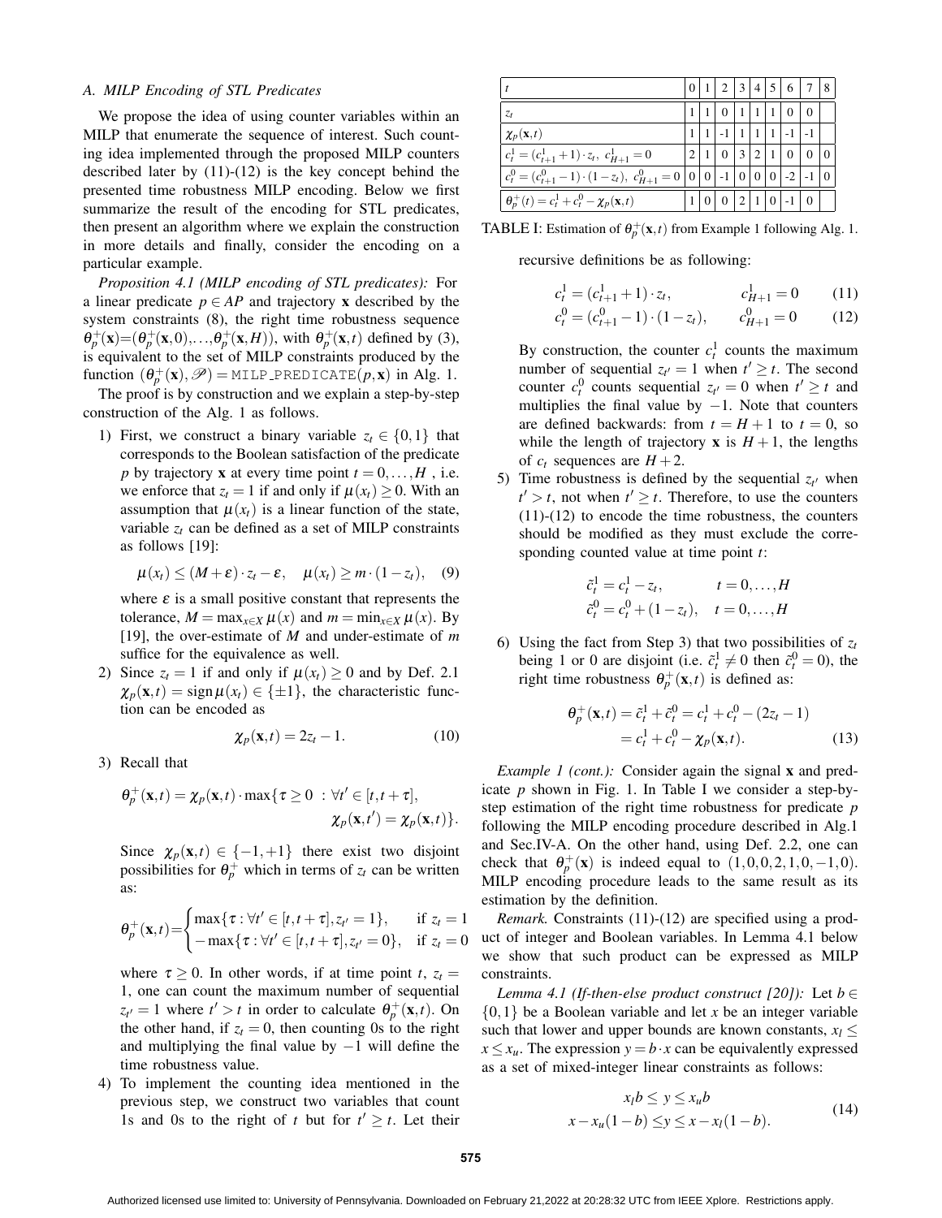### A. MILP Encoding of STL Predicates

We propose the idea of using counter variables within an MILP that enumerate the sequence of interest. Such counting idea implemented through the proposed MILP counters described later by (11)-(12) is the key concept behind the presented time robustness MILP encoding. Below we first summarize the result of the encoding for STL predicates, then present an algorithm where we explain the construction in more details and finally, consider the encoding on a particular example.

*Proposition 4.1 (MILP encoding of STL predicates):* For a linear predicate $p \in AP$ and trajectory $\mathbf{x}$ described by the system constraints (8), the right time robustness sequence $\theta_p^+(\mathbf{x}) = (\theta_p^+(\mathbf{x},0),\ldots,\theta_p^+(\mathbf{x},H))$, with $\theta_p^+(\mathbf{x},t)$ defined by (3), is equivalent to the set of MILP constraints produced by the function $(\theta_p^+(\mathbf{x}),\mathscr{P}) = \texttt{MILP\_PREDICATE}(p,\mathbf{x})$ in Alg. 1.

The proof is by construction and we explain a step-by-step construction of the Alg. 1 as follows.

1) First, we construct a binary variable $z_t \in \{0,1\}$ that corresponds to the Boolean satisfaction of the predicate $p$ by trajectory $\mathbf{x}$ at every time point $t = 0,\ldots,H$ , i.e. we enforce that $z_t = 1$ if and only if $\mu(x_t) \geq 0$. With an assumption that $\mu(x_t)$ is a linear function of the state, variable $z_t$ can be defined as a set of MILP constraints as follows [19]:

$$\mu(x_t) \leq (M+\varepsilon)\cdot z_t - \varepsilon, \quad \mu(x_t) \geq m\cdot(1-z_t), \quad (9)$$

where $\varepsilon$ is a small positive constant that represents the tolerance, $M = \max_{x\in X}\mu(x)$ and $m = \min_{x\in X}\mu(x)$. By [19], the over-estimate of $M$ and under-estimate of $m$ suffice for the equivalence as well.

2) Since $z_t = 1$ if and only if $\mu(x_t) \geq 0$ and by Def. 2.1 $\chi_p(\mathbf{x},t) = \operatorname{sign}\mu(x_t) \in \{\pm 1\}$, the characteristic function can be encoded as

$$\chi_p(\mathbf{x},t) = 2z_t - 1. \quad (10)$$

3) Recall that

$$\theta_p^+(\mathbf{x},t) = \chi_p(\mathbf{x},t)\cdot\max\{\tau \geq 0 \;:\; \forall t' \in [t,t+\tau], \chi_p(\mathbf{x},t') = \chi_p(\mathbf{x},t)\}.$$

Since $\chi_p(\mathbf{x},t) \in \{-1,+1\}$ there exist two disjoint possibilities for $\theta_p^+$ which in terms of $z_t$ can be written as:

$$\theta_p^+(\mathbf{x},t) = \begin{cases} \max\{\tau : \forall t' \in [t,t+\tau], z_{t'} = 1\}, & \text{if } z_t = 1 \\ -\max\{\tau : \forall t' \in [t,t+\tau], z_{t'} = 0\}, & \text{if } z_t = 0 \end{cases}$$

where $\tau \geq 0$. In other words, if at time point $t$, $z_t = 1$, one can count the maximum number of sequential $z_{t'} = 1$ where $t' > t$ in order to calculate $\theta_p^+(\mathbf{x},t)$. On the other hand, if $z_t = 0$, then counting 0s to the right and multiplying the final value by $-1$ will define the time robustness value.

4) To implement the counting idea mentioned in the previous step, we construct two variables that count 1s and 0s to the right of $t$ but for $t' \geq t$. Let their recursive definitions be as following:

$$c_t^1 = (c_{t+1}^1 + 1)\cdot z_t, \qquad c_{H+1}^1 = 0 \qquad (11)$$
$$c_t^0 = (c_{t+1}^0 - 1)\cdot(1-z_t), \qquad c_{H+1}^0 = 0 \qquad (12)$$

By construction, the counter $c_t^1$ counts the maximum number of sequential $z_{t'} = 1$ when $t' \geq t$. The second counter $c_t^0$ counts sequential $z_{t'} = 0$ when $t' \geq t$ and multiplies the final value by $-1$. Note that counters are defined backwards: from $t = H+1$ to $t = 0$, so while the length of trajectory $\mathbf{x}$ is $H+1$, the lengths of $c_t$ sequences are $H+2$.

5) Time robustness is defined by the sequential $z_{t'}$ when $t' > t$, not when $t' \geq t$. Therefore, to use the counters (11)-(12) to encode the time robustness, the counters should be modified as they must exclude the corresponding counted value at time point $t$:

$$\tilde{c}_t^1 = c_t^1 - z_t, \qquad t = 0,\ldots,H$$
$$\tilde{c}_t^0 = c_t^0 + (1-z_t), \quad t = 0,\ldots,H$$

6) Using the fact from Step 3) that two possibilities of $z_t$ being 1 or 0 are disjoint (i.e. $\tilde{c}_t^1 \neq 0$ then $\tilde{c}_t^0 = 0$), the right time robustness $\theta_p^+(\mathbf{x},t)$ is defined as:

$$\begin{aligned}\theta_p^+(\mathbf{x},t) &= \tilde{c}_t^1 + \tilde{c}_t^0 = c_t^1 + c_t^0 - (2z_t - 1) \\ &= c_t^1 + c_t^0 - \chi_p(\mathbf{x},t).\end{aligned} \quad (13)$$

| $t$ | 0 | 1 | 2 | 3 | 4 | 5 | 6 | 7 | 8 |
|---|---|---|---|---|---|---|---|---|---|
| $z_t$ | 1 | 1 | 0 | 1 | 1 | 1 | 0 | 0 | |
| $\chi_p(\mathbf{x},t)$ | 1 | 1 | -1 | 1 | 1 | 1 | -1 | -1 | |
| $c_t^1 = (c_{t+1}^1+1)\cdot z_t,\ c_{H+1}^1 = 0$ | 2 | 1 | 0 | 3 | 2 | 1 | 0 | 0 | 0 |
| $c_t^0 = (c_{t+1}^0-1)\cdot(1-z_t),\ c_{H+1}^0 = 0$ | 0 | 0 | -1 | 0 | 0 | 0 | -2 | -1 | 0 |
| $\theta_p^+(t) = c_t^1 + c_t^0 - \chi_p(\mathbf{x},t)$ | 1 | 0 | 0 | 2 | 1 | 0 | -1 | 0 | |

TABLE I: Estimation of $\theta_p^+(\mathbf{x},t)$ from Example 1 following Alg. 1.

*Example 1 (cont.):* Consider again the signal $\mathbf{x}$ and predicate $p$ shown in Fig. 1. In Table I we consider a step-by-step estimation of the right time robustness for predicate $p$ following the MILP encoding procedure described in Alg.1 and Sec.IV-A. On the other hand, using Def. 2.2, one can check that $\theta_p^+(\mathbf{x})$ is indeed equal to $(1,0,0,2,1,0,-1,0)$. MILP encoding procedure leads to the same result as its estimation by the definition.

*Remark.* Constraints (11)-(12) are specified using a product of integer and Boolean variables. In Lemma 4.1 below we show that such product can be expressed as MILP constraints.

*Lemma 4.1 (If-then-else product construct [20]):* Let $b \in \{0,1\}$ be a Boolean variable and let $x$ be an integer variable such that lower and upper bounds are known constants, $x_l \leq x \leq x_u$. The expression $y = b\cdot x$ can be equivalently expressed as a set of mixed-integer linear constraints as follows:

$$\begin{aligned} x_l b \leq\ & y \leq x_u b \\ x - x_u(1-b) \leq\ & y \leq x - x_l(1-b). \end{aligned} \quad (14)$$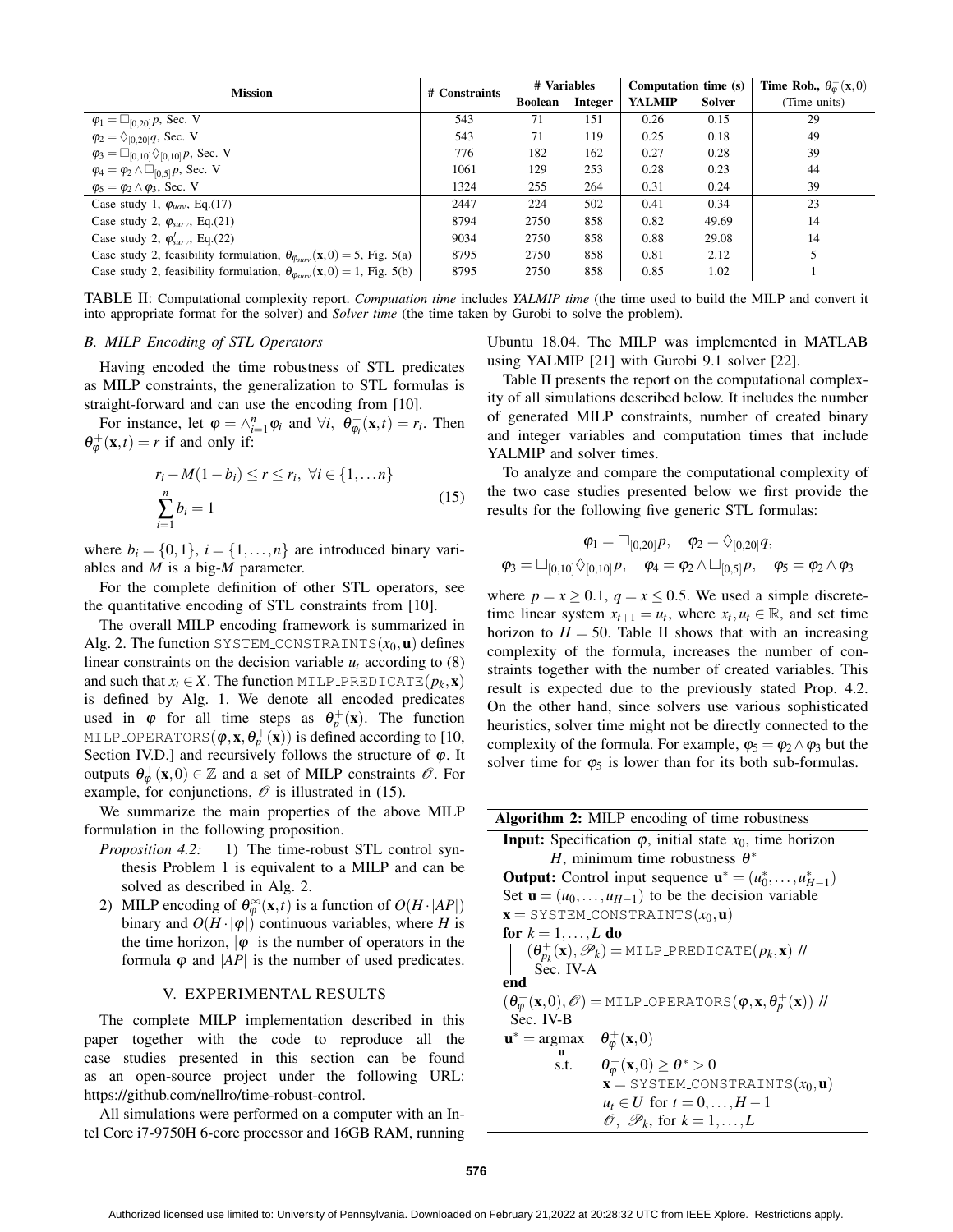| Mission | # Constraints | # Variables | | Computation time (s) | | Time Rob., $\theta^+_\varphi(\mathbf{x},0)$ |
|---|---|---|---|---|---|---|
| | | Boolean | Integer | YALMIP | Solver | (Time units) |
| $\varphi_1 = \Box_{[0,20]} p$, Sec. V | 543 | 71 | 151 | 0.26 | 0.15 | 29 |
| $\varphi_2 = \Diamond_{[0,20]} q$, Sec. V | 543 | 71 | 119 | 0.25 | 0.18 | 49 |
| $\varphi_3 = \Box_{[0,10]} \Diamond_{[0,10]} p$, Sec. V | 776 | 182 | 162 | 0.27 | 0.28 | 39 |
| $\varphi_4 = \varphi_2 \wedge \Box_{[0,5]} p$, Sec. V | 1061 | 129 | 253 | 0.28 | 0.23 | 44 |
| $\varphi_5 = \varphi_2 \wedge \varphi_3$, Sec. V | 1324 | 255 | 264 | 0.31 | 0.24 | 39 |
| Case study 1, $\varphi_{uav}$, Eq.(17) | 2447 | 224 | 502 | 0.41 | 0.34 | 23 |
| Case study 2, $\varphi_{surv}$, Eq.(21) | 8794 | 2750 | 858 | 0.82 | 49.69 | 14 |
| Case study 2, $\varphi'_{surv}$, Eq.(22) | 9034 | 2750 | 858 | 0.88 | 29.08 | 14 |
| Case study 2, feasibility formulation, $\theta_{\varphi_{surv}}(\mathbf{x},0) = 5$, Fig. 5(a) | 8795 | 2750 | 858 | 0.81 | 2.12 | 5 |
| Case study 2, feasibility formulation, $\theta_{\varphi_{surv}}(\mathbf{x},0) = 1$, Fig. 5(b) | 8795 | 2750 | 858 | 0.85 | 1.02 | 1 |

TABLE II: Computational complexity report. *Computation time* includes *YALMIP time* (the time used to build the MILP and convert it into appropriate format for the solver) and *Solver time* (the time taken by Gurobi to solve the problem).

### B. MILP Encoding of STL Operators

Having encoded the time robustness of STL predicates as MILP constraints, the generalization to STL formulas is straight-forward and can use the encoding from [10].

For instance, let $\varphi = \wedge_{i=1}^n \varphi_i$ and $\forall i,\ \theta^+_{\varphi_i}(\mathbf{x},t) = r_i$. Then $\theta^+_\varphi(\mathbf{x},t) = r$ if and only if:

$$
\begin{aligned}
& r_i - M(1-b_i) \leq r \leq r_i,\ \forall i \in \{1,\dots n\} \\
& \sum_{i=1}^{n} b_i = 1
\end{aligned} \tag{15}
$$

where $b_i = \{0,1\}$, $i = \{1,\dots,n\}$ are introduced binary variables and $M$ is a big-$M$ parameter.

For the complete definition of other STL operators, see the quantitative encoding of STL constraints from [10].

The overall MILP encoding framework is summarized in Alg. 2. The function SYSTEM_CONSTRAINTS$(x_0,\mathbf{u})$ defines linear constraints on the decision variable $u_t$ according to (8) and such that $x_t \in X$. The function MILP_PREDICATE$(p_k,\mathbf{x})$ is defined by Alg. 1. We denote all encoded predicates used in $\varphi$ for all time steps as $\theta^+_p(\mathbf{x})$. The function MILP_OPERATORS$(\varphi,\mathbf{x},\theta^+_p(\mathbf{x}))$ is defined according to [10, Section IV.D.] and recursively follows the structure of $\varphi$. It outputs $\theta^+_\varphi(\mathbf{x},0) \in \mathbb{Z}$ and a set of MILP constraints $\mathscr{O}$. For example, for conjunctions, $\mathscr{O}$ is illustrated in (15).

We summarize the main properties of the above MILP formulation in the following proposition.

*Proposition 4.2:* 1) The time-robust STL control synthesis Problem 1 is equivalent to a MILP and can be solved as described in Alg. 2.

2) MILP encoding of $\theta^{\bowtie}_\varphi(\mathbf{x},t)$ is a function of $O(H\cdot|AP|)$ binary and $O(H\cdot|\varphi|)$ continuous variables, where $H$ is the time horizon, $|\varphi|$ is the number of operators in the formula $\varphi$ and $|AP|$ is the number of used predicates.

## V. EXPERIMENTAL RESULTS

The complete MILP implementation described in this paper together with the code to reproduce all the case studies presented in this section can be found as an open-source project under the following URL: https://github.com/nellro/time-robust-control.

All simulations were performed on a computer with an Intel Core i7-9750H 6-core processor and 16GB RAM, running Ubuntu 18.04. The MILP was implemented in MATLAB using YALMIP [21] with Gurobi 9.1 solver [22].

Table II presents the report on the computational complexity of all simulations described below. It includes the number of generated MILP constraints, number of created binary and integer variables and computation times that include YALMIP and solver times.

To analyze and compare the computational complexity of the two case studies presented below we first provide the results for the following five generic STL formulas:

$$
\varphi_1 = \Box_{[0,20]} p, \quad \varphi_2 = \Diamond_{[0,20]} q,
$$
$$
\varphi_3 = \Box_{[0,10]} \Diamond_{[0,10]} p, \quad \varphi_4 = \varphi_2 \wedge \Box_{[0,5]} p, \quad \varphi_5 = \varphi_2 \wedge \varphi_3
$$

where $p = x \geq 0.1$, $q = x \leq 0.5$. We used a simple discrete-time linear system $x_{t+1} = u_t$, where $x_t, u_t \in \mathbb{R}$, and set time horizon to $H = 50$. Table II shows that with an increasing complexity of the formula, increases the number of constraints together with the number of created variables. This result is expected due to the previously stated Prop. 4.2. On the other hand, since solvers use various sophisticated heuristics, solver time might not be directly connected to the complexity of the formula. For example, $\varphi_5 = \varphi_2 \wedge \varphi_3$ but the solver time for $\varphi_5$ is lower than for its both sub-formulas.

**Algorithm 2:** MILP encoding of time robustness

**Input:** Specification $\varphi$, initial state $x_0$, time horizon $H$, minimum time robustness $\theta^*$

**Output:** Control input sequence $\mathbf{u}^* = (u^*_0,\dots,u^*_{H-1})$

Set $\mathbf{u} = (u_0,\dots,u_{H-1})$ to be the decision variable

$\mathbf{x} =$ SYSTEM_CONSTRAINTS$(x_0,\mathbf{u})$

**for** $k = 1,\dots,L$ **do**

  $(\theta^+_{p_k}(\mathbf{x}),\mathscr{P}_k) =$ MILP_PREDICATE$(p_k,\mathbf{x})$ // Sec. IV-A

**end**

$(\theta^+_\varphi(\mathbf{x},0),\mathscr{O}) =$ MILP_OPERATORS$(\varphi,\mathbf{x},\theta^+_p(\mathbf{x}))$ // Sec. IV-B

$$
\begin{aligned}
\mathbf{u}^* = \underset{\mathbf{u}}{\text{argmax}} \quad & \theta^+_\varphi(\mathbf{x},0) \\
\text{s.t.} \quad & \theta^+_\varphi(\mathbf{x},0) \geq \theta^* > 0 \\
& \mathbf{x} = \text{SYSTEM\_CONSTRAINTS}(x_0,\mathbf{u}) \\
& u_t \in U \text{ for } t = 0,\dots,H-1 \\
& \mathscr{O},\ \mathscr{P}_k, \text{ for } k = 1,\dots,L
\end{aligned}
$$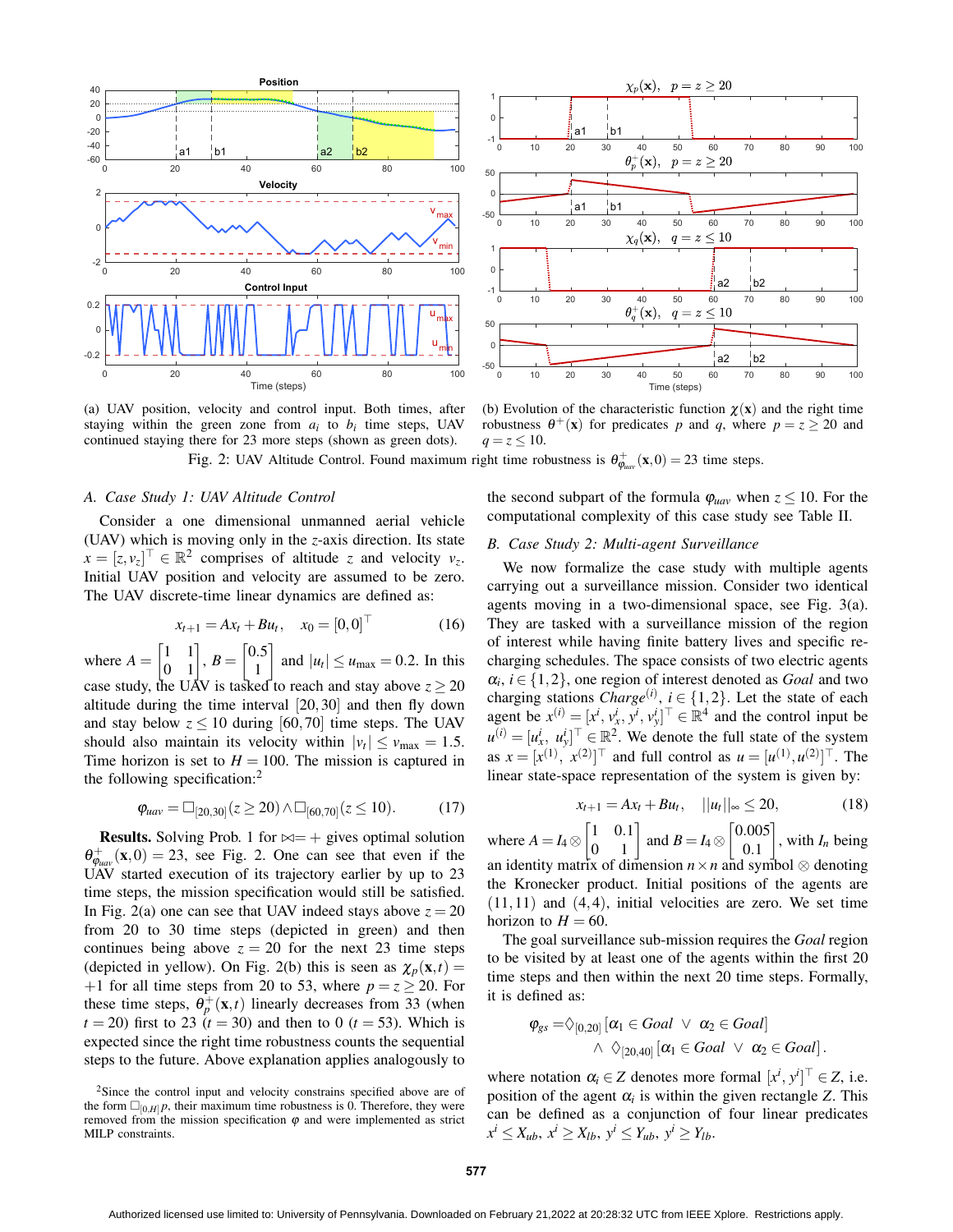(a) UAV position, velocity and control input. Both times, after staying within the green zone from $a_i$ to $b_i$ time steps, UAV continued staying there for 23 more steps (shown as green dots).

(b) Evolution of the characteristic function $\chi(\mathbf{x})$ and the right time robustness $\theta^+(\mathbf{x})$ for predicates $p$ and $q$, where $p = z \geq 20$ and $q = z \leq 10$.

Fig. 2: UAV Altitude Control. Found maximum right time robustness is $\theta^+_{\varphi_{uav}}(\mathbf{x}, 0) = 23$ time steps.

### A. Case Study 1: UAV Altitude Control

Consider a one dimensional unmanned aerial vehicle (UAV) which is moving only in the $z$-axis direction. Its state $x = [z, v_z]^\top \in \mathbb{R}^2$ comprises of altitude $z$ and velocity $v_z$. Initial UAV position and velocity are assumed to be zero. The UAV discrete-time linear dynamics are defined as:

$$x_{t+1} = Ax_t + Bu_t, \quad x_0 = [0,0]^\top \tag{16}$$

where $A = \begin{bmatrix} 1 & 1 \\ 0 & 1 \end{bmatrix}$, $B = \begin{bmatrix} 0.5 \\ 1 \end{bmatrix}$ and $|u_t| \leq u_{\max} = 0.2$. In this case study, the UAV is tasked to reach and stay above $z \geq 20$ altitude during the time interval $[20, 30]$ and then fly down and stay below $z \leq 10$ during $[60, 70]$ time steps. The UAV should also maintain its velocity within $|v_t| \leq v_{\max} = 1.5$. Time horizon is set to $H = 100$. The mission is captured in the following specification:[2]

$$\varphi_{uav} = \Box_{[20,30]}(z \geq 20) \wedge \Box_{[60,70]}(z \leq 10). \tag{17}$$

**Results.** Solving Prob. 1 for $\bowtie = +$ gives optimal solution $\theta^+_{\varphi_{uav}}(\mathbf{x}, 0) = 23$, see Fig. 2. One can see that even if the UAV started execution of its trajectory earlier by up to 23 time steps, the mission specification would still be satisfied. In Fig. 2(a) one can see that UAV indeed stays above $z = 20$ from 20 to 30 time steps (depicted in green) and then continues being above $z = 20$ for the next 23 time steps (depicted in yellow). On Fig. 2(b) this is seen as $\chi_p(\mathbf{x}, t) = +1$ for all time steps from 20 to 53, where $p = z \geq 20$. For these time steps, $\theta^+_p(\mathbf{x}, t)$ linearly decreases from 33 (when $t = 20$) first to 23 ($t = 30$) and then to 0 ($t = 53$). Which is expected since the right time robustness counts the sequential steps to the future. Above explanation applies analogously to the second subpart of the formula $\varphi_{uav}$ when $z \leq 10$. For the computational complexity of this case study see Table II.

[2] Since the control input and velocity constrains specified above are of the form $\Box_{[0,H]} p$, their maximum time robustness is 0. Therefore, they were removed from the mission specification $\varphi$ and were implemented as strict MILP constraints.

### B. Case Study 2: Multi-agent Surveillance

We now formalize the case study with multiple agents carrying out a surveillance mission. Consider two identical agents moving in a two-dimensional space, see Fig. 3(a). They are tasked with a surveillance mission of the region of interest while having finite battery lives and specific recharging schedules. The space consists of two electric agents $\alpha_i$, $i \in \{1, 2\}$, one region of interest denoted as *Goal* and two charging stations *Charge*$^{(i)}$, $i \in \{1, 2\}$. Let the state of each agent be $x^{(i)} = [x^i, v^i_x, y^i, v^i_y]^\top \in \mathbb{R}^4$ and the control input be $u^{(i)} = [u^i_x, u^i_y]^\top \in \mathbb{R}^2$. We denote the full state of the system as $x = [x^{(1)}, x^{(2)}]^\top$ and full control as $u = [u^{(1)}, u^{(2)}]^\top$. The linear state-space representation of the system is given by:

$$x_{t+1} = Ax_t + Bu_t, \quad ||u_t||_\infty \leq 20, \tag{18}$$

where $A = I_4 \otimes \begin{bmatrix} 1 & 0.1 \\ 0 & 1 \end{bmatrix}$ and $B = I_4 \otimes \begin{bmatrix} 0.005 \\ 0.1 \end{bmatrix}$, with $I_n$ being an identity matrix of dimension $n \times n$ and symbol $\otimes$ denoting the Kronecker product. Initial positions of the agents are $(11, 11)$ and $(4, 4)$, initial velocities are zero. We set time horizon to $H = 60$.

The goal surveillance sub-mission requires the *Goal* region to be visited by at least one of the agents within the first 20 time steps and then within the next 20 time steps. Formally, it is defined as:

$$\begin{aligned} \varphi_{gs} = &\Diamond_{[0,20]} [\alpha_1 \in Goal \ \vee \ \alpha_2 \in Goal] \\ &\wedge \ \Diamond_{[20,40]} [\alpha_1 \in Goal \ \vee \ \alpha_2 \in Goal]. \end{aligned}$$

where notation $\alpha_i \in Z$ denotes more formal $[x^i, y^i]^\top \in Z$, i.e. position of the agent $\alpha_i$ is within the given rectangle $Z$. This can be defined as a conjunction of four linear predicates $x^i \leq X_{ub}$, $x^i \geq X_{lb}$, $y^i \leq Y_{ub}$, $y^i \geq Y_{lb}$.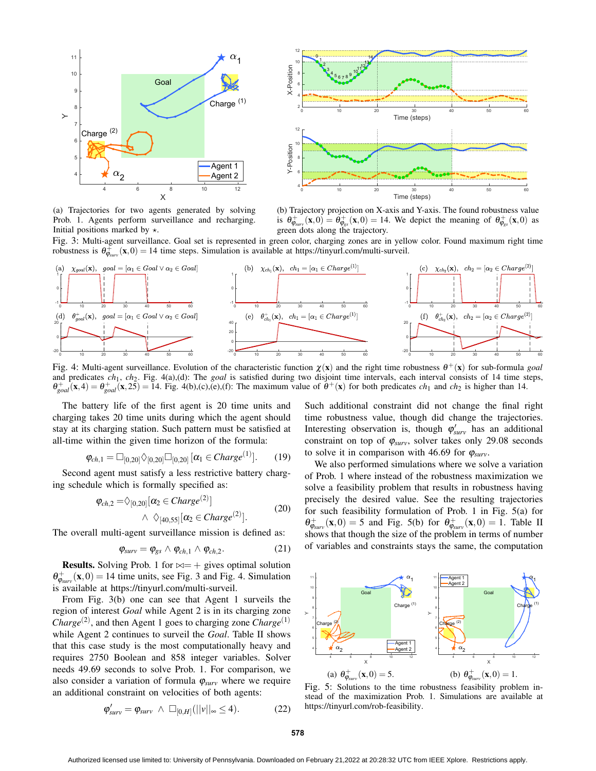(a) Trajectories for two agents generated by solving Prob. 1. Agents perform surveillance and recharging. Initial positions marked by $\star$.

(b) Trajectory projection on X-axis and Y-axis. The found robustness value is $\theta^+_{\varphi_{surv}}(\mathbf{x}, 0) = \theta^+_{\varphi_{gs}}(\mathbf{x}, 0) = 14$. We depict the meaning of $\theta^+_{\varphi_{gs}}(\mathbf{x}, 0)$ as green dots along the trajectory.

Fig. 3: Multi-agent surveillance. Goal set is represented in green color, charging zones are in yellow color. Found maximum right time robustness is $\theta^+_{\varphi_{surv}}(\mathbf{x}, 0) = 14$ time steps. Simulation is available at https://tinyurl.com/multi-surveil.

Fig. 4: Multi-agent surveillance. Evolution of the characteristic function $\chi(\mathbf{x})$ and the right time robustness $\theta^+(\mathbf{x})$ for sub-formula *goal* and predicates $ch_1$, $ch_2$. Fig. 4(a),(d): The *goal* is satisfied during two disjoint time intervals, each interval consists of 14 time steps, $\theta^+_{goal}(\mathbf{x}, 4) = \theta^+_{goal}(\mathbf{x}, 25) = 14$. Fig. 4(b),(c),(e),(f): The maximum value of $\theta^+(\mathbf{x})$ for both predicates $ch_1$ and $ch_2$ is higher than 14.

The battery life of the first agent is 20 time units and charging takes 20 time units during which the agent should stay at its charging station. Such pattern must be satisfied at all-time within the given time horizon of the formula:

$$\varphi_{ch,1} = \Box_{[0,20]}\Diamond_{[0,20]}\Box_{[0,20]}\,[\alpha_1 \in Charge^{(1)}]. \tag{19}$$

Second agent must satisfy a less restrictive battery charging schedule which is formally specified as:

$$\varphi_{ch,2} = \Diamond_{[0,20]}[\alpha_2 \in Charge^{(2)}] \wedge \Diamond_{[40,55]}[\alpha_2 \in Charge^{(2)}]. \tag{20}$$

The overall multi-agent surveillance mission is defined as:

$$\varphi_{surv} = \varphi_{gs} \wedge \varphi_{ch,1} \wedge \varphi_{ch,2}. \tag{21}$$

**Results.** Solving Prob. 1 for $\bowtie = +$ gives optimal solution $\theta^+_{\varphi_{surv}}(\mathbf{x}, 0) = 14$ time units, see Fig. 3 and Fig. 4. Simulation is available at https://tinyurl.com/multi-surveil.

From Fig. 3(b) one can see that Agent 1 surveils the region of interest *Goal* while Agent 2 is in its charging zone $Charge^{(2)}$, and then Agent 1 goes to charging zone $Charge^{(1)}$ while Agent 2 continues to surveil the *Goal*. Table II shows that this case study is the most computationally heavy and requires 2750 Boolean and 858 integer variables. Solver needs 49.69 seconds to solve Prob. 1. For comparison, we also consider a variation of formula $\varphi_{surv}$ where we require an additional constraint on velocities of both agents:

$$\varphi'_{surv} = \varphi_{surv} \wedge \Box_{[0,H]}(||v||_\infty \leq 4). \tag{22}$$

Such additional constraint did not change the final right time robustness value, though did change the trajectories. Interesting observation is, though $\varphi'_{surv}$ has an additional constraint on top of $\varphi_{surv}$, solver takes only 29.08 seconds to solve it in comparison with 46.69 for $\varphi_{surv}$.

We also performed simulations where we solve a variation of Prob. 1 where instead of the robustness maximization we solve a feasibility problem that results in robustness having precisely the desired value. See the resulting trajectories for such feasibility formulation of Prob. 1 in Fig. 5(a) for $\theta^+_{\varphi_{surv}}(\mathbf{x}, 0) = 5$ and Fig. 5(b) for $\theta^+_{\varphi_{surv}}(\mathbf{x}, 0) = 1$. Table II shows that though the size of the problem in terms of number of variables and constraints stays the same, the computation

(a) $\theta^+_{\varphi_{surv}}(\mathbf{x}, 0) = 5$.

(b) $\theta^+_{\varphi_{surv}}(\mathbf{x}, 0) = 1$.

Fig. 5: Solutions to the time robustness feasibility problem instead of the maximization Prob. 1. Simulations are available at https://tinyurl.com/rob-feasibility.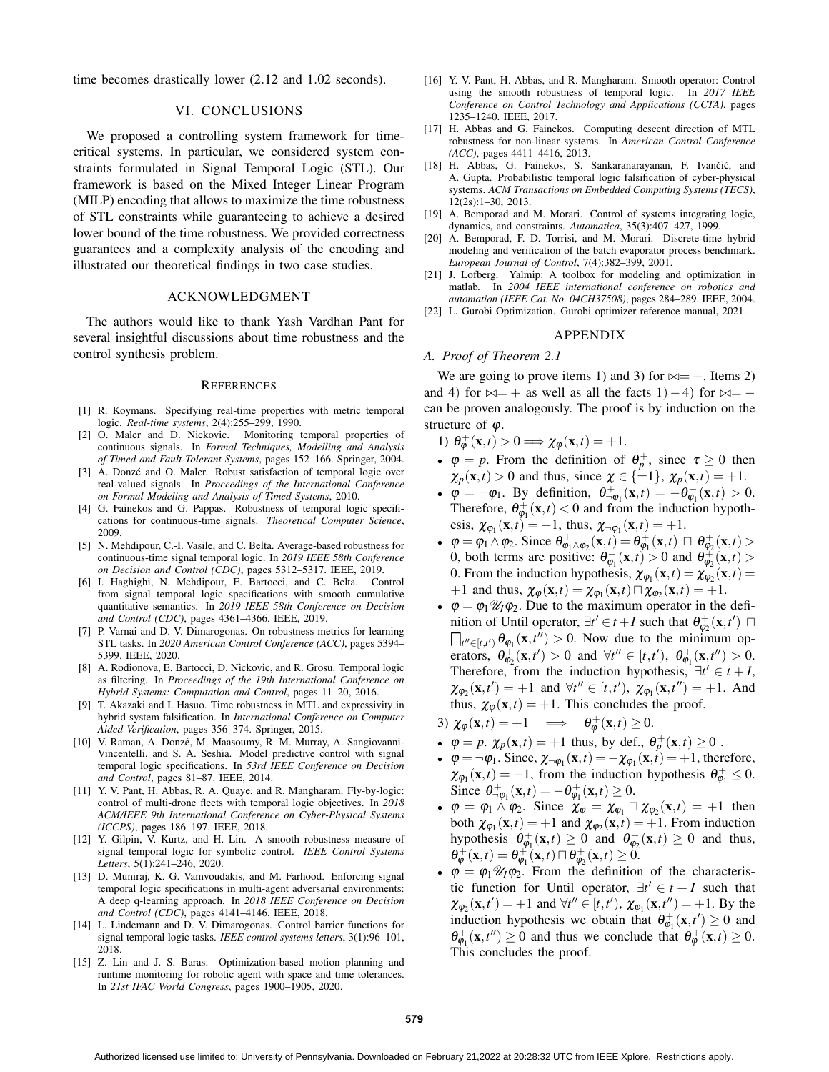time becomes drastically lower (2.12 and 1.02 seconds).

## VI. CONCLUSIONS

We proposed a controlling system framework for time-critical systems. In particular, we considered system constraints formulated in Signal Temporal Logic (STL). Our framework is based on the Mixed Integer Linear Program (MILP) encoding that allows to maximize the time robustness of STL constraints while guaranteeing to achieve a desired lower bound of the time robustness. We provided correctness guarantees and a complexity analysis of the encoding and illustrated our theoretical findings in two case studies.

## ACKNOWLEDGMENT

The authors would like to thank Yash Vardhan Pant for several insightful discussions about time robustness and the control synthesis problem.

## REFERENCES

- [1] R. Koymans. Specifying real-time properties with metric temporal logic. *Real-time systems*, 2(4):255–299, 1990.
- [2] O. Maler and D. Nickovic. Monitoring temporal properties of continuous signals. In *Formal Techniques, Modelling and Analysis of Timed and Fault-Tolerant Systems*, pages 152–166. Springer, 2004.
- [3] A. Donzé and O. Maler. Robust satisfaction of temporal logic over real-valued signals. In *Proceedings of the International Conference on Formal Modeling and Analysis of Timed Systems*, 2010.
- [4] G. Fainekos and G. Pappas. Robustness of temporal logic specifications for continuous-time signals. *Theoretical Computer Science*, 2009.
- [5] N. Mehdipour, C.-I. Vasile, and C. Belta. Average-based robustness for continuous-time signal temporal logic. In *2019 IEEE 58th Conference on Decision and Control (CDC)*, pages 5312–5317. IEEE, 2019.
- [6] I. Haghighi, N. Mehdipour, E. Bartocci, and C. Belta. Control from signal temporal logic specifications with smooth cumulative quantitative semantics. In *2019 IEEE 58th Conference on Decision and Control (CDC)*, pages 4361–4366. IEEE, 2019.
- [7] P. Varnai and D. V. Dimarogonas. On robustness metrics for learning STL tasks. In *2020 American Control Conference (ACC)*, pages 5394–5399. IEEE, 2020.
- [8] A. Rodionova, E. Bartocci, D. Nickovic, and R. Grosu. Temporal logic as filtering. In *Proceedings of the 19th International Conference on Hybrid Systems: Computation and Control*, pages 11–20, 2016.
- [9] T. Akazaki and I. Hasuo. Time robustness in MTL and expressivity in hybrid system falsification. In *International Conference on Computer Aided Verification*, pages 356–374. Springer, 2015.
- [10] V. Raman, A. Donzé, M. Maasoumy, R. M. Murray, A. Sangiovanni-Vincentelli, and S. A. Seshia. Model predictive control with signal temporal logic specifications. In *53rd IEEE Conference on Decision and Control*, pages 81–87. IEEE, 2014.
- [11] Y. V. Pant, H. Abbas, R. A. Quaye, and R. Mangharam. Fly-by-logic: control of multi-drone fleets with temporal logic objectives. In *2018 ACM/IEEE 9th International Conference on Cyber-Physical Systems (ICCPS)*, pages 186–197. IEEE, 2018.
- [12] Y. Gilpin, V. Kurtz, and H. Lin. A smooth robustness measure of signal temporal logic for symbolic control. *IEEE Control Systems Letters*, 5(1):241–246, 2020.
- [13] D. Muniraj, K. G. Vamvoudakis, and M. Farhood. Enforcing signal temporal logic specifications in multi-agent adversarial environments: A deep q-learning approach. In *2018 IEEE Conference on Decision and Control (CDC)*, pages 4141–4146. IEEE, 2018.
- [14] L. Lindemann and D. V. Dimarogonas. Control barrier functions for signal temporal logic tasks. *IEEE control systems letters*, 3(1):96–101, 2018.
- [15] Z. Lin and J. S. Baras. Optimization-based motion planning and runtime monitoring for robotic agent with space and time tolerances. In *21st IFAC World Congress*, pages 1900–1905, 2020.
- [16] Y. V. Pant, H. Abbas, and R. Mangharam. Smooth operator: Control using the smooth robustness of temporal logic. In *2017 IEEE Conference on Control Technology and Applications (CCTA)*, pages 1235–1240. IEEE, 2017.
- [17] H. Abbas and G. Fainekos. Computing descent direction of MTL robustness for non-linear systems. In *American Control Conference (ACC)*, pages 4411–4416, 2013.
- [18] H. Abbas, G. Fainekos, S. Sankaranarayanan, F. Ivančić, and A. Gupta. Probabilistic temporal logic falsification of cyber-physical systems. *ACM Transactions on Embedded Computing Systems (TECS)*, 12(2s):1–30, 2013.
- [19] A. Bemporad and M. Morari. Control of systems integrating logic, dynamics, and constraints. *Automatica*, 35(3):407–427, 1999.
- [20] A. Bemporad, F. D. Torrisi, and M. Morari. Discrete-time hybrid modeling and verification of the batch evaporator process benchmark. *European Journal of Control*, 7(4):382–399, 2001.
- [21] J. Lofberg. Yalmip: A toolbox for modeling and optimization in matlab. In *2004 IEEE international conference on robotics and automation (IEEE Cat. No. 04CH37508)*, pages 284–289. IEEE, 2004.
- [22] L. Gurobi Optimization. Gurobi optimizer reference manual, 2021.

## APPENDIX

### A. Proof of Theorem 2.1

We are going to prove items 1) and 3) for $\bowtie = +$. Items 2) and 4) for $\bowtie = +$ as well as all the facts $1)-4)$ for $\bowtie = -$ can be proven analogously. The proof is by induction on the structure of $\varphi$.

1) $\theta^+_\varphi(\mathbf{x},t) > 0 \Longrightarrow \chi_\varphi(\mathbf{x},t) = +1$.

- $\varphi = p$. From the definition of $\theta^+_p$, since $\tau \geq 0$ then $\chi_p(\mathbf{x},t) > 0$ and thus, since $\chi \in \{\pm 1\}$, $\chi_p(\mathbf{x},t) = +1$.
- $\varphi = \neg\varphi_1$. By definition, $\theta^+_{\neg\varphi_1}(\mathbf{x},t) = -\theta^+_{\varphi_1}(\mathbf{x},t) > 0$. Therefore, $\theta^+_{\varphi_1}(\mathbf{x},t) < 0$ and from the induction hypothesis, $\chi_{\varphi_1}(\mathbf{x},t) = -1$, thus, $\chi_{\neg\varphi_1}(\mathbf{x},t) = +1$.
- $\varphi = \varphi_1 \wedge \varphi_2$. Since $\theta^+_{\varphi_1\wedge\varphi_2}(\mathbf{x},t) = \theta^+_{\varphi_1}(\mathbf{x},t) \sqcap \theta^+_{\varphi_2}(\mathbf{x},t) > 0$, both terms are positive: $\theta^+_{\varphi_1}(\mathbf{x},t) > 0$ and $\theta^+_{\varphi_2}(\mathbf{x},t) > 0$. From the induction hypothesis, $\chi_{\varphi_1}(\mathbf{x},t) = \chi_{\varphi_2}(\mathbf{x},t) = +1$ and thus, $\chi_\varphi(\mathbf{x},t) = \chi_{\varphi_1}(\mathbf{x},t) \sqcap \chi_{\varphi_2}(\mathbf{x},t) = +1$.
- $\varphi = \varphi_1 \mathcal{U}_I \varphi_2$. Due to the maximum operator in the definition of Until operator, $\exists t' \in t+I$ such that $\theta^+_{\varphi_2}(\mathbf{x},t') \sqcap \bigsqcap_{t''\in[t,t')} \theta^+_{\varphi_1}(\mathbf{x},t'') > 0$. Now due to the minimum operators, $\theta^+_{\varphi_2}(\mathbf{x},t') > 0$ and $\forall t'' \in [t,t')$, $\theta^+_{\varphi_1}(\mathbf{x},t'') > 0$. Therefore, from the induction hypothesis, $\exists t' \in t+I$, $\chi_{\varphi_2}(\mathbf{x},t') = +1$ and $\forall t'' \in [t,t')$, $\chi_{\varphi_1}(\mathbf{x},t'') = +1$. And thus, $\chi_\varphi(\mathbf{x},t) = +1$. This concludes the proof.

3) $\chi_\varphi(\mathbf{x},t) = +1 \quad \Longrightarrow \quad \theta^+_\varphi(\mathbf{x},t) \geq 0$.

- $\varphi = p$. $\chi_p(\mathbf{x},t) = +1$ thus, by def., $\theta^+_p(\mathbf{x},t) \geq 0$ .
- $\varphi = \neg\varphi_1$. Since, $\chi_{\neg\varphi_1}(\mathbf{x},t) = -\chi_{\varphi_1}(\mathbf{x},t) = +1$, therefore, $\chi_{\varphi_1}(\mathbf{x},t) = -1$, from the induction hypothesis $\theta^+_{\varphi_1} \leq 0$. Since $\theta^+_{\neg\varphi_1}(\mathbf{x},t) = -\theta^+_{\varphi_1}(\mathbf{x},t) \geq 0$.
- $\varphi = \varphi_1 \wedge \varphi_2$. Since $\chi_\varphi = \chi_{\varphi_1} \sqcap \chi_{\varphi_2}(\mathbf{x},t) = +1$ then both $\chi_{\varphi_1}(\mathbf{x},t) = +1$ and $\chi_{\varphi_2}(\mathbf{x},t) = +1$. From induction hypothesis $\theta^+_{\varphi_1}(\mathbf{x},t) \geq 0$ and $\theta^+_{\varphi_2}(\mathbf{x},t) \geq 0$ and thus, $\theta^+_\varphi(\mathbf{x},t) = \theta^+_{\varphi_1}(\mathbf{x},t) \sqcap \theta^+_{\varphi_2}(\mathbf{x},t) \geq 0$.
- $\varphi = \varphi_1 \mathcal{U}_I \varphi_2$. From the definition of the characteristic function for Until operator, $\exists t' \in t+I$ such that $\chi_{\varphi_2}(\mathbf{x},t') = +1$ and $\forall t'' \in [t,t')$, $\chi_{\varphi_1}(\mathbf{x},t'') = +1$. By the induction hypothesis we obtain that $\theta^+_{\varphi_1}(\mathbf{x},t') \geq 0$ and $\theta^+_{\varphi_1}(\mathbf{x},t'') \geq 0$ and thus we conclude that $\theta^+_\varphi(\mathbf{x},t) \geq 0$. This concludes the proof.